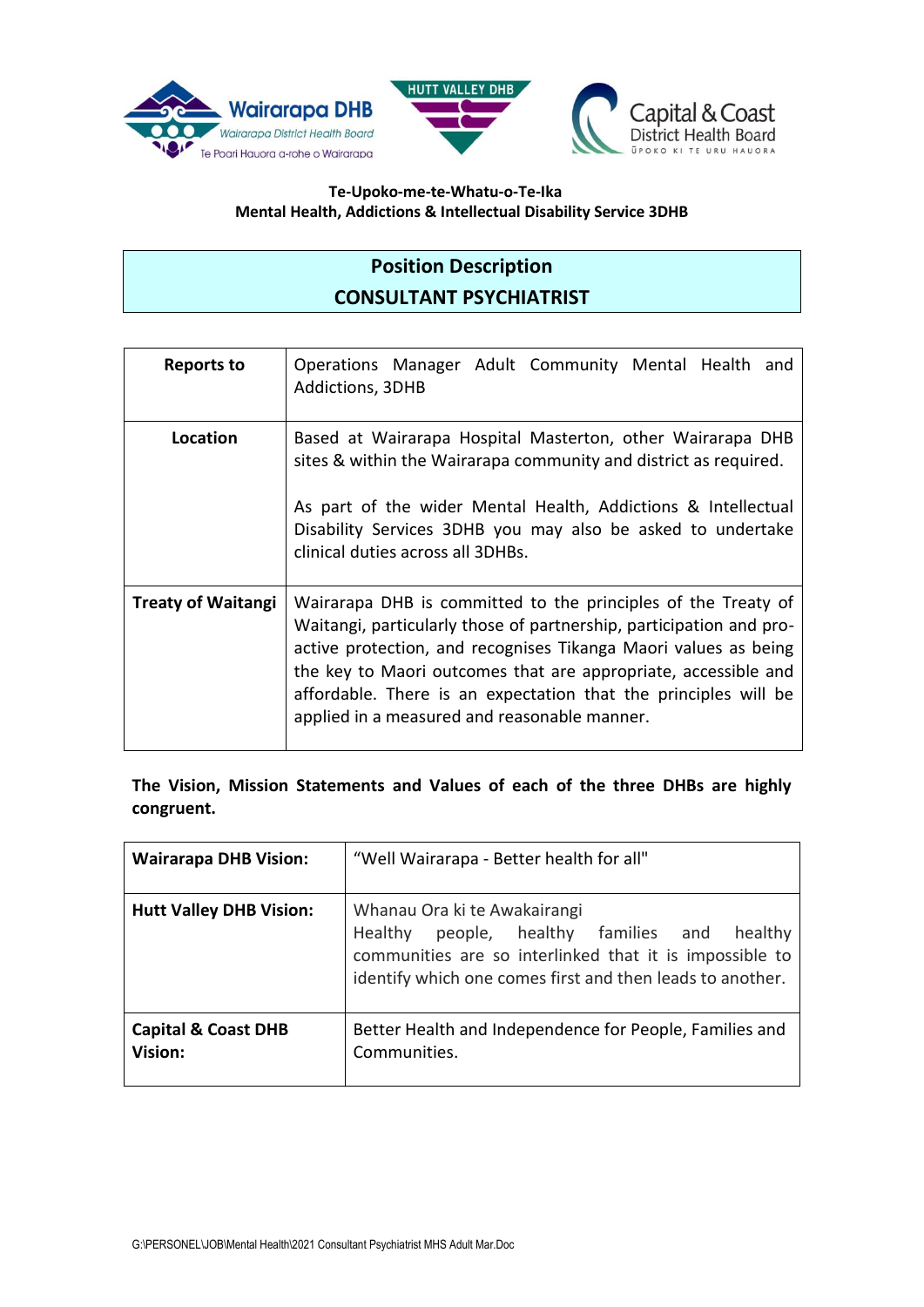**Te-Upoko-me-te-Whatu-o-Te-Ika**
**Mental Health, Addictions & Intellectual Disability Service 3DHB**

# Position Description
# CONSULTANT PSYCHIATRIST

| | |
|---|---|
| **Reports to** | Operations Manager Adult Community Mental Health and Addictions, 3DHB |
| **Location** | Based at Wairarapa Hospital Masterton, other Wairarapa DHB sites & within the Wairarapa community and district as required.<br><br>As part of the wider Mental Health, Addictions & Intellectual Disability Services 3DHB you may also be asked to undertake clinical duties across all 3DHBs. |
| **Treaty of Waitangi** | Wairarapa DHB is committed to the principles of the Treaty of Waitangi, particularly those of partnership, participation and pro-active protection, and recognises Tikanga Maori values as being the key to Maori outcomes that are appropriate, accessible and affordable. There is an expectation that the principles will be applied in a measured and reasonable manner. |

**The Vision, Mission Statements and Values of each of the three DHBs are highly congruent.**

| | |
|---|---|
| **Wairarapa DHB Vision:** | "Well Wairarapa - Better health for all" |
| **Hutt Valley DHB Vision:** | Whanau Ora ki te Awakairangi<br>Healthy people, healthy families and healthy communities are so interlinked that it is impossible to identify which one comes first and then leads to another. |
| **Capital & Coast DHB Vision:** | Better Health and Independence for People, Families and Communities. |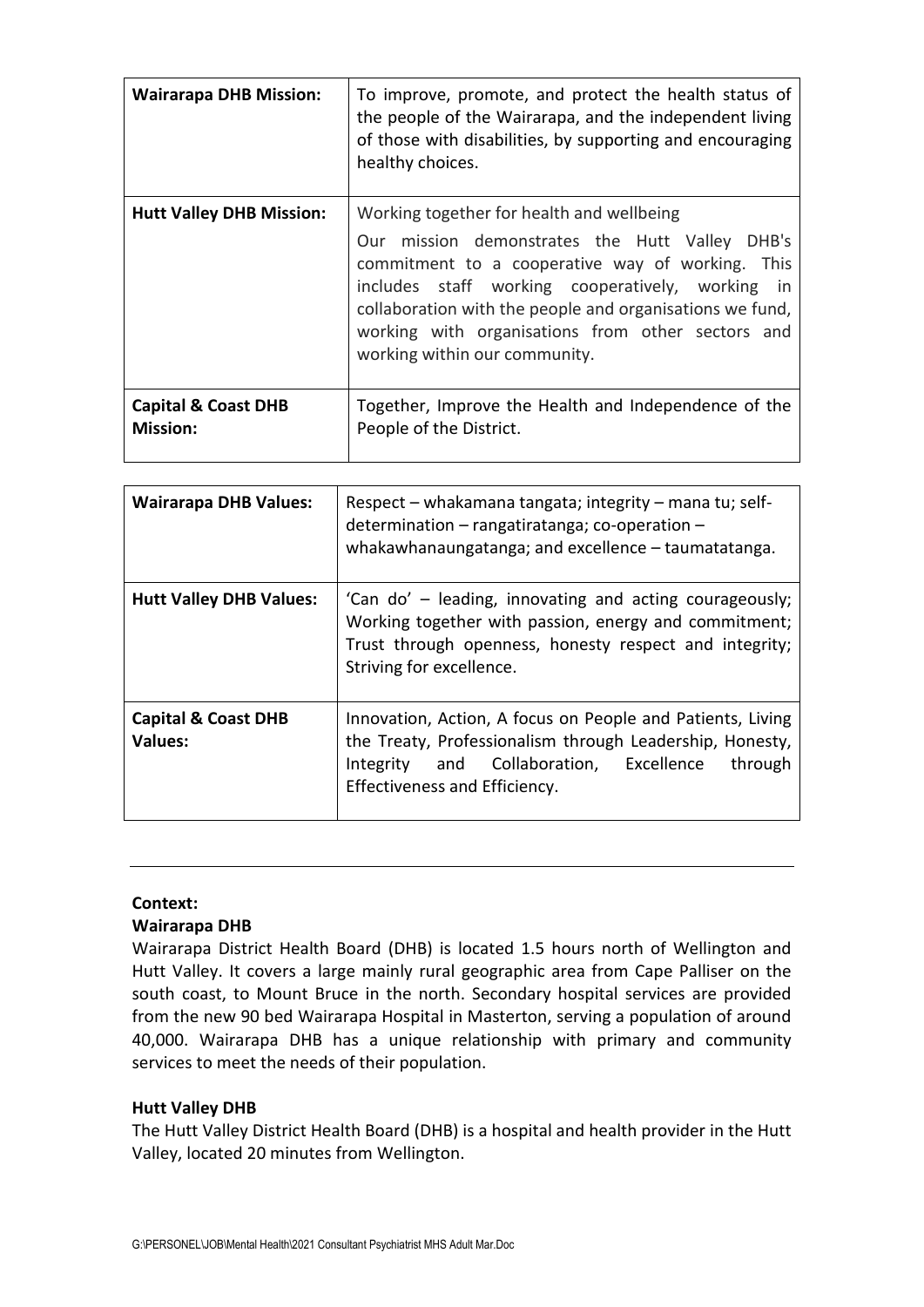| | |
|---|---|
| **Wairarapa DHB Mission:** | To improve, promote, and protect the health status of the people of the Wairarapa, and the independent living of those with disabilities, by supporting and encouraging healthy choices. |
| **Hutt Valley DHB Mission:** | Working together for health and wellbeing<br><br>Our mission demonstrates the Hutt Valley DHB's commitment to a cooperative way of working. This includes staff working cooperatively, working in collaboration with the people and organisations we fund, working with organisations from other sectors and working within our community. |
| **Capital & Coast DHB Mission:** | Together, Improve the Health and Independence of the People of the District. |

| | |
|---|---|
| **Wairarapa DHB Values:** | Respect – whakamana tangata; integrity – mana tu; self-determination – rangatiratanga; co-operation – whakawhanaungatanga; and excellence – taumatatanga. |
| **Hutt Valley DHB Values:** | 'Can do' – leading, innovating and acting courageously; Working together with passion, energy and commitment; Trust through openness, honesty respect and integrity; Striving for excellence. |
| **Capital & Coast DHB Values:** | Innovation, Action, A focus on People and Patients, Living the Treaty, Professionalism through Leadership, Honesty, Integrity and Collaboration, Excellence through Effectiveness and Efficiency. |

---

**Context:**

**Wairarapa DHB**

Wairarapa District Health Board (DHB) is located 1.5 hours north of Wellington and Hutt Valley. It covers a large mainly rural geographic area from Cape Palliser on the south coast, to Mount Bruce in the north. Secondary hospital services are provided from the new 90 bed Wairarapa Hospital in Masterton, serving a population of around 40,000. Wairarapa DHB has a unique relationship with primary and community services to meet the needs of their population.

**Hutt Valley DHB**

The Hutt Valley District Health Board (DHB) is a hospital and health provider in the Hutt Valley, located 20 minutes from Wellington.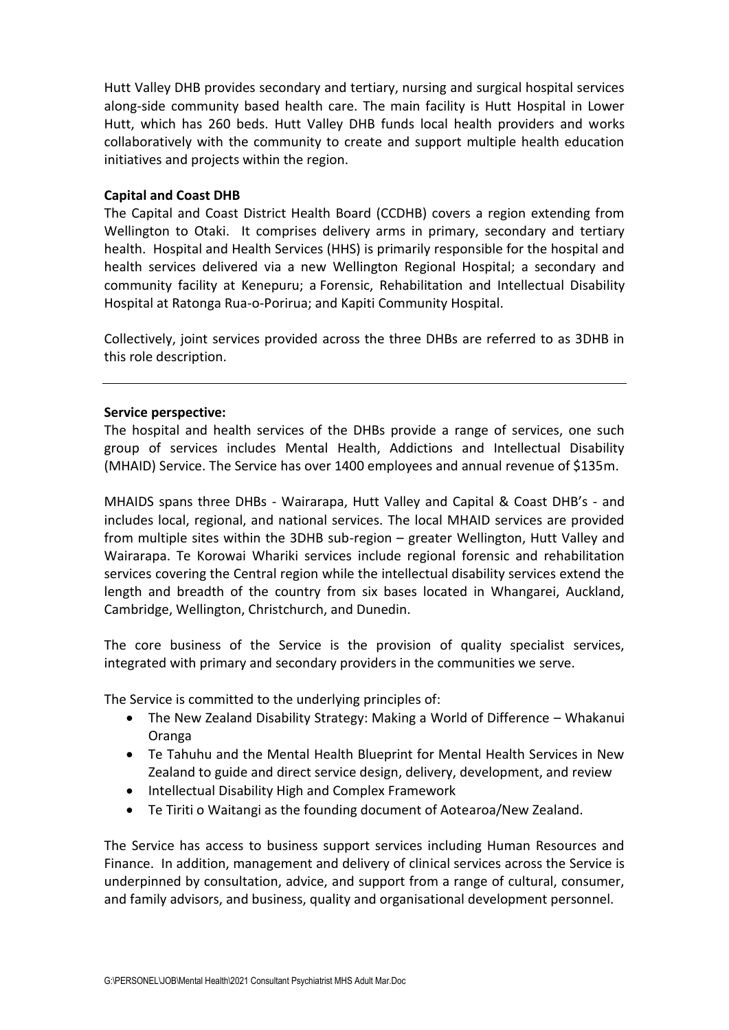Hutt Valley DHB provides secondary and tertiary, nursing and surgical hospital services along-side community based health care. The main facility is Hutt Hospital in Lower Hutt, which has 260 beds. Hutt Valley DHB funds local health providers and works collaboratively with the community to create and support multiple health education initiatives and projects within the region.

**Capital and Coast DHB**

The Capital and Coast District Health Board (CCDHB) covers a region extending from Wellington to Otaki. It comprises delivery arms in primary, secondary and tertiary health. Hospital and Health Services (HHS) is primarily responsible for the hospital and health services delivered via a new Wellington Regional Hospital; a secondary and community facility at Kenepuru; a Forensic, Rehabilitation and Intellectual Disability Hospital at Ratonga Rua-o-Porirua; and Kapiti Community Hospital.

Collectively, joint services provided across the three DHBs are referred to as 3DHB in this role description.

---

**Service perspective:**

The hospital and health services of the DHBs provide a range of services, one such group of services includes Mental Health, Addictions and Intellectual Disability (MHAID) Service. The Service has over 1400 employees and annual revenue of $135m.

MHAIDS spans three DHBs - Wairarapa, Hutt Valley and Capital & Coast DHB's - and includes local, regional, and national services. The local MHAID services are provided from multiple sites within the 3DHB sub-region – greater Wellington, Hutt Valley and Wairarapa. Te Korowai Whariki services include regional forensic and rehabilitation services covering the Central region while the intellectual disability services extend the length and breadth of the country from six bases located in Whangarei, Auckland, Cambridge, Wellington, Christchurch, and Dunedin.

The core business of the Service is the provision of quality specialist services, integrated with primary and secondary providers in the communities we serve.

The Service is committed to the underlying principles of:

- The New Zealand Disability Strategy: Making a World of Difference – Whakanui Oranga
- Te Tahuhu and the Mental Health Blueprint for Mental Health Services in New Zealand to guide and direct service design, delivery, development, and review
- Intellectual Disability High and Complex Framework
- Te Tiriti o Waitangi as the founding document of Aotearoa/New Zealand.

The Service has access to business support services including Human Resources and Finance. In addition, management and delivery of clinical services across the Service is underpinned by consultation, advice, and support from a range of cultural, consumer, and family advisors, and business, quality and organisational development personnel.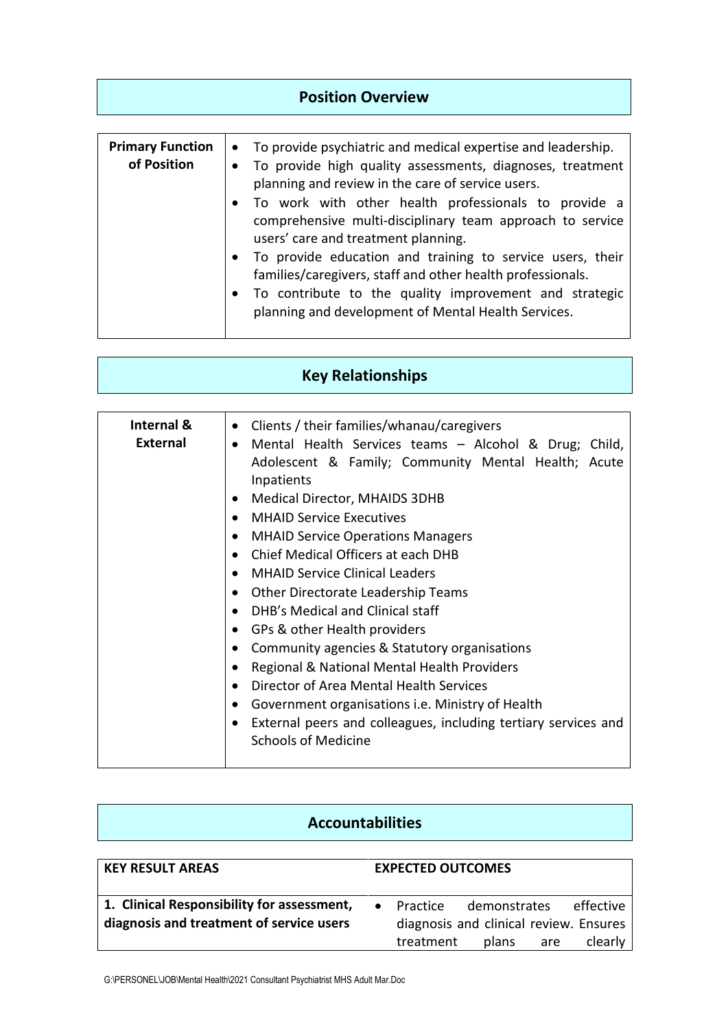## Position Overview

| Primary Function of Position | • To provide psychiatric and medical expertise and leadership.<br>• To provide high quality assessments, diagnoses, treatment planning and review in the care of service users.<br>• To work with other health professionals to provide a comprehensive multi-disciplinary team approach to service users' care and treatment planning.<br>• To provide education and training to service users, their families/caregivers, staff and other health professionals.<br>• To contribute to the quality improvement and strategic planning and development of Mental Health Services. |
|---|---|

## Key Relationships

| Internal & External | • Clients / their families/whanau/caregivers<br>• Mental Health Services teams – Alcohol & Drug; Child, Adolescent & Family; Community Mental Health; Acute Inpatients<br>• Medical Director, MHAIDS 3DHB<br>• MHAID Service Executives<br>• MHAID Service Operations Managers<br>• Chief Medical Officers at each DHB<br>• MHAID Service Clinical Leaders<br>• Other Directorate Leadership Teams<br>• DHB's Medical and Clinical staff<br>• GPs & other Health providers<br>• Community agencies & Statutory organisations<br>• Regional & National Mental Health Providers<br>• Director of Area Mental Health Services<br>• Government organisations i.e. Ministry of Health<br>• External peers and colleagues, including tertiary services and Schools of Medicine |
|---|---|

## Accountabilities

| KEY RESULT AREAS | EXPECTED OUTCOMES |
|---|---|
| **1. Clinical Responsibility for assessment, diagnosis and treatment of service users** | • Practice demonstrates effective diagnosis and clinical review. Ensures treatment plans are clearly |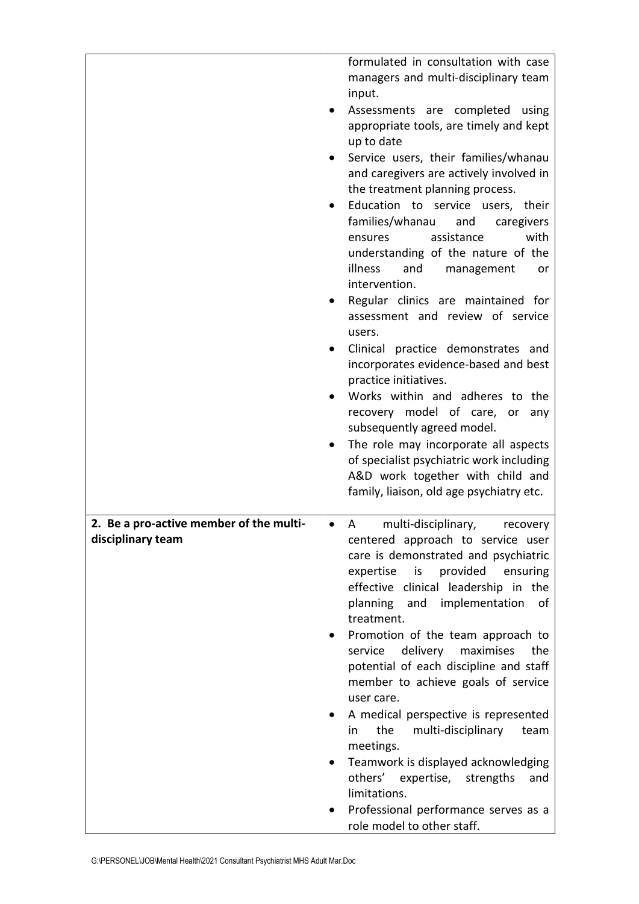| | |
|---|---|
| | formulated in consultation with case managers and multi-disciplinary team input.<br>• Assessments are completed using appropriate tools, are timely and kept up to date<br>• Service users, their families/whanau and caregivers are actively involved in the treatment planning process.<br>• Education to service users, their families/whanau and caregivers ensures assistance with understanding of the nature of the illness and management or intervention.<br>• Regular clinics are maintained for assessment and review of service users.<br>• Clinical practice demonstrates and incorporates evidence-based and best practice initiatives.<br>• Works within and adheres to the recovery model of care, or any subsequently agreed model.<br>• The role may incorporate all aspects of specialist psychiatric work including A&D work together with child and family, liaison, old age psychiatry etc. |
| **2. Be a pro-active member of the multi-disciplinary team** | • A multi-disciplinary, recovery centered approach to service user care is demonstrated and psychiatric expertise is provided ensuring effective clinical leadership in the planning and implementation of treatment.<br>• Promotion of the team approach to service delivery maximises the potential of each discipline and staff member to achieve goals of service user care.<br>• A medical perspective is represented in the multi-disciplinary team meetings.<br>• Teamwork is displayed acknowledging others' expertise, strengths and limitations.<br>• Professional performance serves as a role model to other staff. |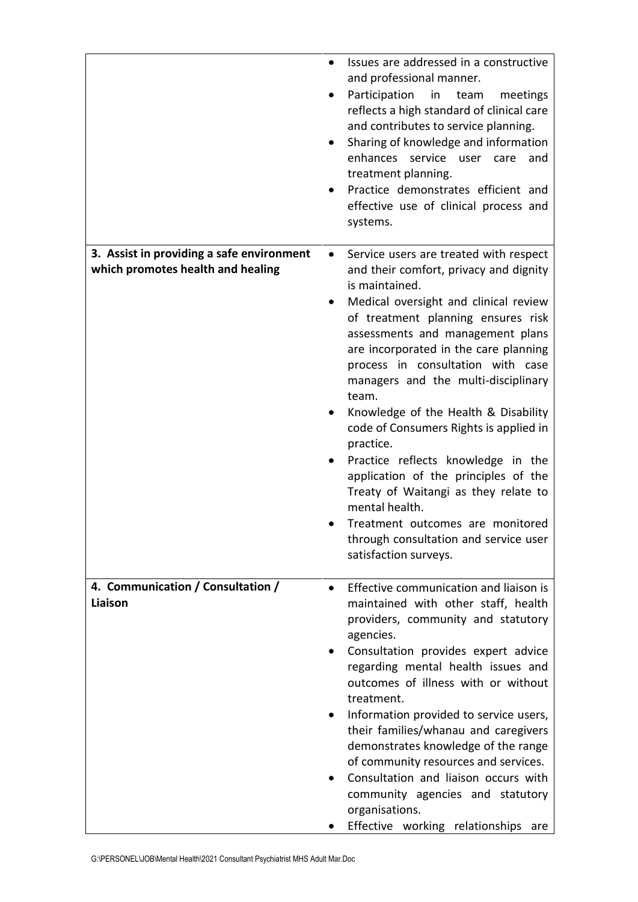| | |
|---|---|
| | • Issues are addressed in a constructive and professional manner.<br>• Participation in team meetings reflects a high standard of clinical care and contributes to service planning.<br>• Sharing of knowledge and information enhances service user care and treatment planning.<br>• Practice demonstrates efficient and effective use of clinical process and systems. |
| **3. Assist in providing a safe environment which promotes health and healing** | • Service users are treated with respect and their comfort, privacy and dignity is maintained.<br>• Medical oversight and clinical review of treatment planning ensures risk assessments and management plans are incorporated in the care planning process in consultation with case managers and the multi-disciplinary team.<br>• Knowledge of the Health & Disability code of Consumers Rights is applied in practice.<br>• Practice reflects knowledge in the application of the principles of the Treaty of Waitangi as they relate to mental health.<br>• Treatment outcomes are monitored through consultation and service user satisfaction surveys. |
| **4. Communication / Consultation / Liaison** | • Effective communication and liaison is maintained with other staff, health providers, community and statutory agencies.<br>• Consultation provides expert advice regarding mental health issues and outcomes of illness with or without treatment.<br>• Information provided to service users, their families/whanau and caregivers demonstrates knowledge of the range of community resources and services.<br>• Consultation and liaison occurs with community agencies and statutory organisations.<br>• Effective working relationships are |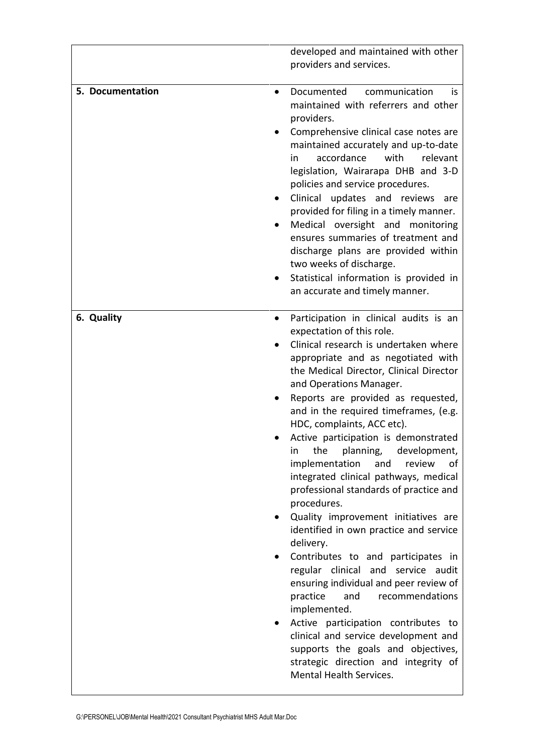| | |
|---|---|
| | developed and maintained with other providers and services. |
| **5. Documentation** | • Documented communication is maintained with referrers and other providers.<br>• Comprehensive clinical case notes are maintained accurately and up-to-date in accordance with relevant legislation, Wairarapa DHB and 3-D policies and service procedures.<br>• Clinical updates and reviews are provided for filing in a timely manner.<br>• Medical oversight and monitoring ensures summaries of treatment and discharge plans are provided within two weeks of discharge.<br>• Statistical information is provided in an accurate and timely manner. |
| **6. Quality** | • Participation in clinical audits is an expectation of this role.<br>• Clinical research is undertaken where appropriate and as negotiated with the Medical Director, Clinical Director and Operations Manager.<br>• Reports are provided as requested, and in the required timeframes, (e.g. HDC, complaints, ACC etc).<br>• Active participation is demonstrated in the planning, development, implementation and review of integrated clinical pathways, medical professional standards of practice and procedures.<br>• Quality improvement initiatives are identified in own practice and service delivery.<br>• Contributes to and participates in regular clinical and service audit ensuring individual and peer review of practice and recommendations implemented.<br>• Active participation contributes to clinical and service development and supports the goals and objectives, strategic direction and integrity of Mental Health Services. |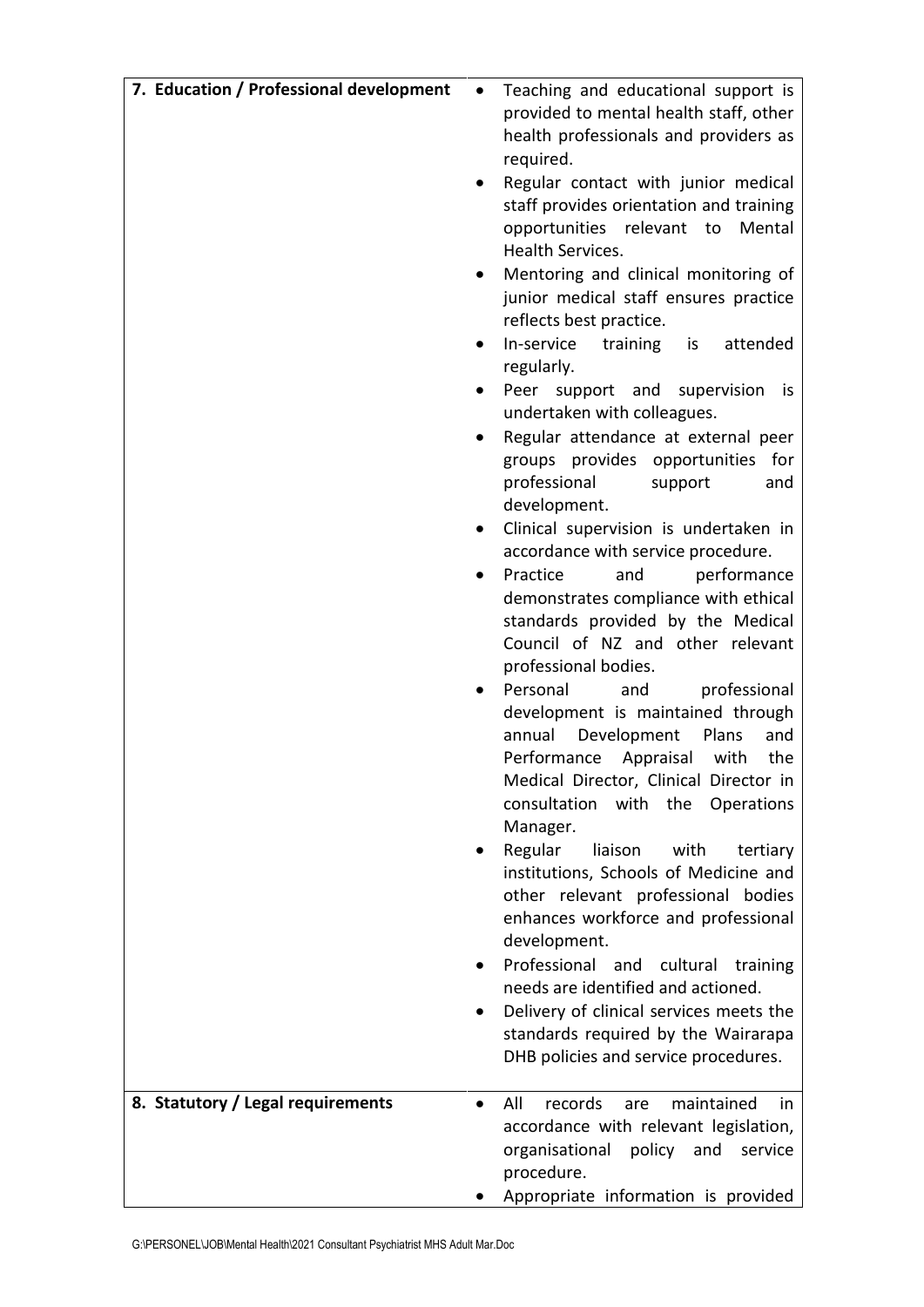| | |
|---|---|
| **7. Education / Professional development** | • Teaching and educational support is provided to mental health staff, other health professionals and providers as required.<br>• Regular contact with junior medical staff provides orientation and training opportunities relevant to Mental Health Services.<br>• Mentoring and clinical monitoring of junior medical staff ensures practice reflects best practice.<br>• In-service training is attended regularly.<br>• Peer support and supervision is undertaken with colleagues.<br>• Regular attendance at external peer groups provides opportunities for professional support and development.<br>• Clinical supervision is undertaken in accordance with service procedure.<br>• Practice and performance demonstrates compliance with ethical standards provided by the Medical Council of NZ and other relevant professional bodies.<br>• Personal and professional development is maintained through annual Development Plans and Performance Appraisal with the Medical Director, Clinical Director in consultation with the Operations Manager.<br>• Regular liaison with tertiary institutions, Schools of Medicine and other relevant professional bodies enhances workforce and professional development.<br>• Professional and cultural training needs are identified and actioned.<br>• Delivery of clinical services meets the standards required by the Wairarapa DHB policies and service procedures. |
| **8. Statutory / Legal requirements** | • All records are maintained in accordance with relevant legislation, organisational policy and service procedure.<br>• Appropriate information is provided |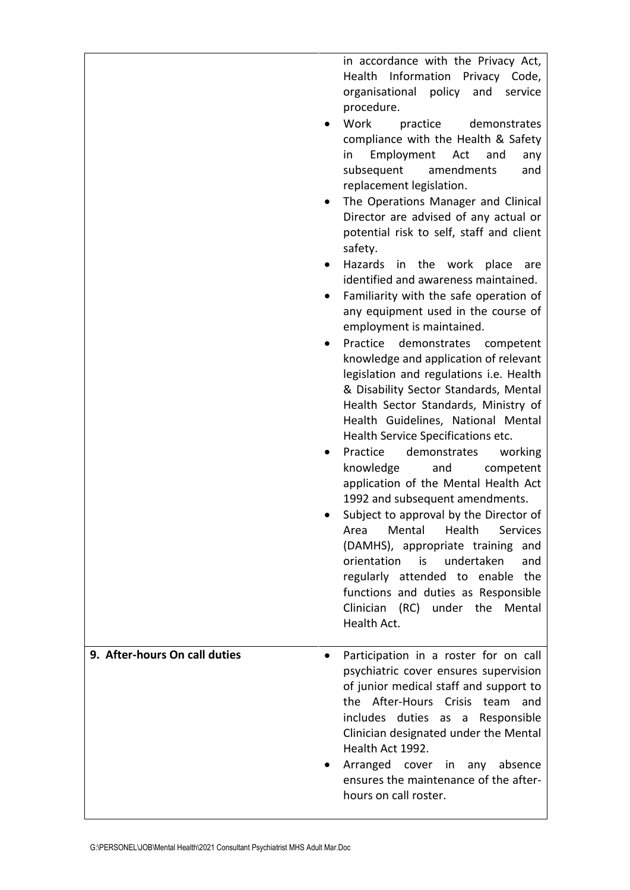| | |
|---|---|
| | in accordance with the Privacy Act, Health Information Privacy Code, organisational policy and service procedure.<br>• Work practice demonstrates compliance with the Health & Safety in Employment Act and any subsequent amendments and replacement legislation.<br>• The Operations Manager and Clinical Director are advised of any actual or potential risk to self, staff and client safety.<br>• Hazards in the work place are identified and awareness maintained.<br>• Familiarity with the safe operation of any equipment used in the course of employment is maintained.<br>• Practice demonstrates competent knowledge and application of relevant legislation and regulations i.e. Health & Disability Sector Standards, Mental Health Sector Standards, Ministry of Health Guidelines, National Mental Health Service Specifications etc.<br>• Practice demonstrates working knowledge and competent application of the Mental Health Act 1992 and subsequent amendments.<br>• Subject to approval by the Director of Area Mental Health Services (DAMHS), appropriate training and orientation is undertaken and regularly attended to enable the functions and duties as Responsible Clinician (RC) under the Mental Health Act. |
| **9. After-hours On call duties** | • Participation in a roster for on call psychiatric cover ensures supervision of junior medical staff and support to the After-Hours Crisis team and includes duties as a Responsible Clinician designated under the Mental Health Act 1992.<br>• Arranged cover in any absence ensures the maintenance of the after-hours on call roster. |

G:\PERSONEL\JOB\Mental Health\2021 Consultant Psychiatrist MHS Adult Mar.Doc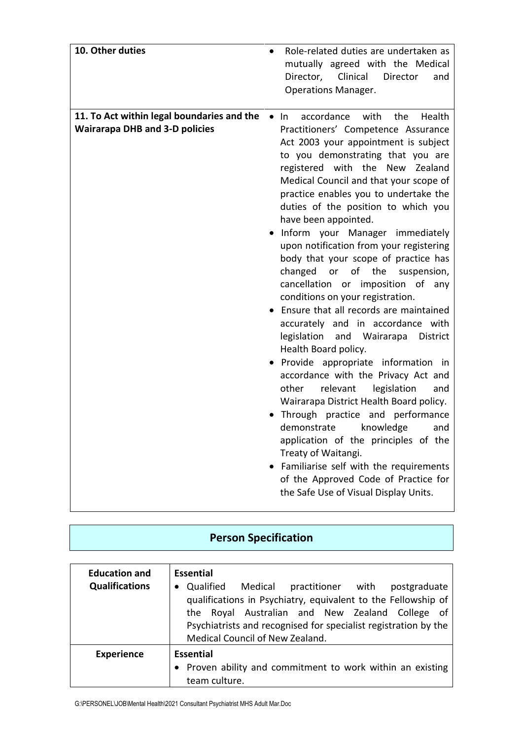| | |
|---|---|
| **10. Other duties** | • Role-related duties are undertaken as mutually agreed with the Medical Director, Clinical Director and Operations Manager. |
| **11. To Act within legal boundaries and the Wairarapa DHB and 3-D policies** | • In accordance with the Health Practitioners' Competence Assurance Act 2003 your appointment is subject to you demonstrating that you are registered with the New Zealand Medical Council and that your scope of practice enables you to undertake the duties of the position to which you have been appointed.<br>• Inform your Manager immediately upon notification from your registering body that your scope of practice has changed or of the suspension, cancellation or imposition of any conditions on your registration.<br>• Ensure that all records are maintained accurately and in accordance with legislation and Wairarapa District Health Board policy.<br>• Provide appropriate information in accordance with the Privacy Act and other relevant legislation and Wairarapa District Health Board policy.<br>• Through practice and performance demonstrate knowledge and application of the principles of the Treaty of Waitangi.<br>• Familiarise self with the requirements of the Approved Code of Practice for the Safe Use of Visual Display Units. |

## Person Specification

| | |
|---|---|
| **Education and Qualifications** | **Essential**<br>• Qualified Medical practitioner with postgraduate qualifications in Psychiatry, equivalent to the Fellowship of the Royal Australian and New Zealand College of Psychiatrists and recognised for specialist registration by the Medical Council of New Zealand. |
| **Experience** | **Essential**<br>• Proven ability and commitment to work within an existing team culture. |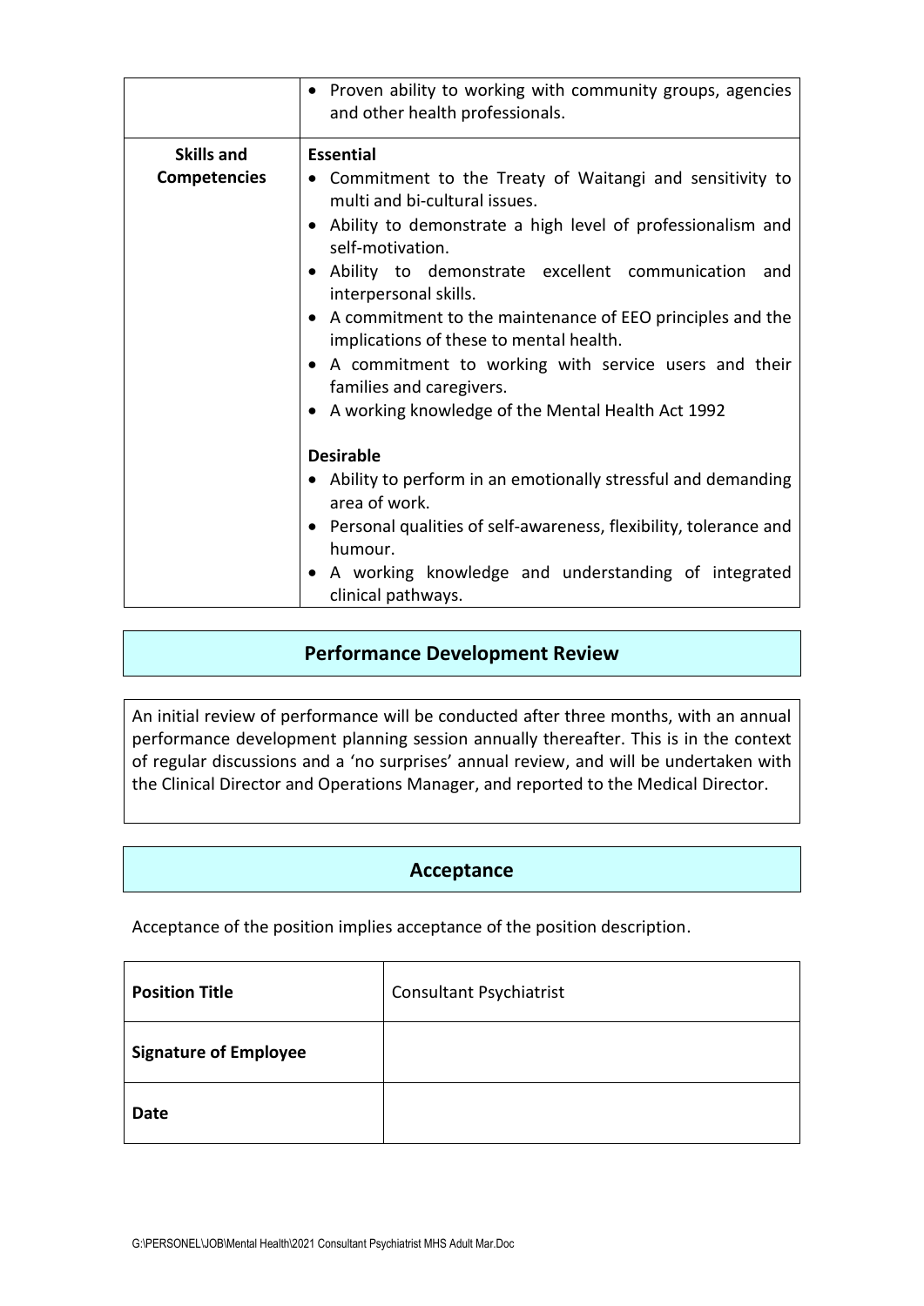| | |
|---|---|
| | • Proven ability to working with community groups, agencies and other health professionals. |
| **Skills and Competencies** | **Essential**<br>• Commitment to the Treaty of Waitangi and sensitivity to multi and bi-cultural issues.<br>• Ability to demonstrate a high level of professionalism and self-motivation.<br>• Ability to demonstrate excellent communication and interpersonal skills.<br>• A commitment to the maintenance of EEO principles and the implications of these to mental health.<br>• A commitment to working with service users and their families and caregivers.<br>• A working knowledge of the Mental Health Act 1992<br><br>**Desirable**<br>• Ability to perform in an emotionally stressful and demanding area of work.<br>• Personal qualities of self-awareness, flexibility, tolerance and humour.<br>• A working knowledge and understanding of integrated clinical pathways. |

## Performance Development Review

An initial review of performance will be conducted after three months, with an annual performance development planning session annually thereafter. This is in the context of regular discussions and a 'no surprises' annual review, and will be undertaken with the Clinical Director and Operations Manager, and reported to the Medical Director.

## Acceptance

Acceptance of the position implies acceptance of the position description.

| | |
|---|---|
| **Position Title** | Consultant Psychiatrist |
| **Signature of Employee** | |
| **Date** | |

G:\PERSONEL\JOB\Mental Health\2021 Consultant Psychiatrist MHS Adult Mar.Doc